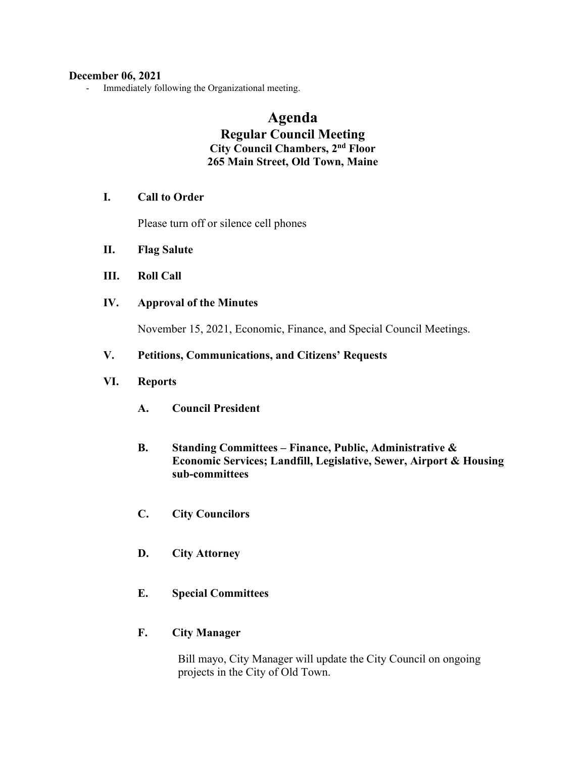**December 06, 2021**

- Immediately following the Organizational meeting.

# Agenda

## Regular Council Meeting

### City Council Chambers, 2nd Floor
### 265 Main Street, Old Town, Maine

**I. Call to Order**

Please turn off or silence cell phones

**II. Flag Salute**

**III. Roll Call**

**IV. Approval of the Minutes**

November 15, 2021, Economic, Finance, and Special Council Meetings.

**V. Petitions, Communications, and Citizens' Requests**

**VI. Reports**

**A. Council President**

**B. Standing Committees – Finance, Public, Administrative & Economic Services; Landfill, Legislative, Sewer, Airport & Housing sub-committees**

**C. City Councilors**

**D. City Attorney**

**E. Special Committees**

**F. City Manager**

Bill mayo, City Manager will update the City Council on ongoing projects in the City of Old Town.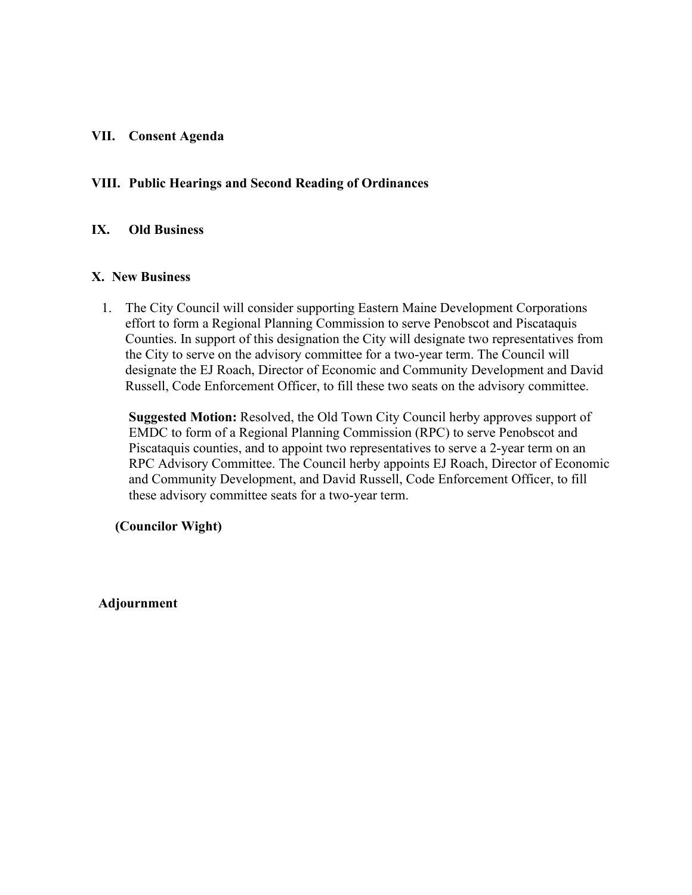**VII. Consent Agenda**

**VIII. Public Hearings and Second Reading of Ordinances**

**IX. Old Business**

**X. New Business**

1. The City Council will consider supporting Eastern Maine Development Corporations effort to form a Regional Planning Commission to serve Penobscot and Piscataquis Counties. In support of this designation the City will designate two representatives from the City to serve on the advisory committee for a two-year term. The Council will designate the EJ Roach, Director of Economic and Community Development and David Russell, Code Enforcement Officer, to fill these two seats on the advisory committee.

   **Suggested Motion:** Resolved, the Old Town City Council herby approves support of EMDC to form of a Regional Planning Commission (RPC) to serve Penobscot and Piscataquis counties, and to appoint two representatives to serve a 2-year term on an RPC Advisory Committee. The Council herby appoints EJ Roach, Director of Economic and Community Development, and David Russell, Code Enforcement Officer, to fill these advisory committee seats for a two-year term.

   **(Councilor Wight)**

**Adjournment**